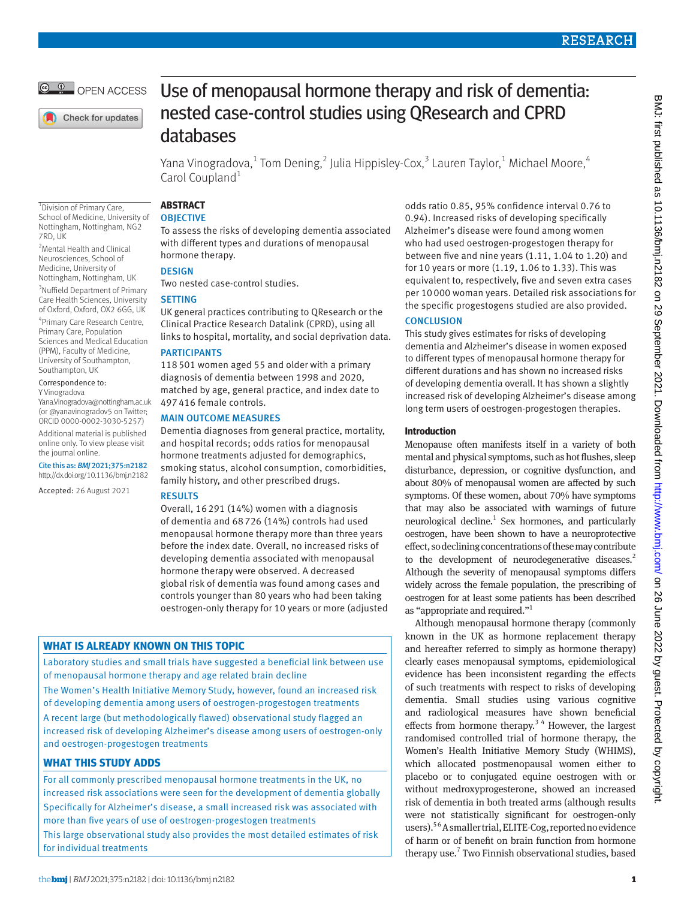# Use of menopausal hormone therapy and risk of dementia: nested case-control studies using QResearch and CPRD databases

Yana Vinogradova,[1] Tom Dening,[2] Julia Hippisley-Cox,[3] Lauren Taylor,[1] Michael Moore,[4] Carol Coupland[1]

[1]Division of Primary Care, School of Medicine, University of Nottingham, Nottingham, NG2 7RD, UK

[2]Mental Health and Clinical Neurosciences, School of Medicine, University of Nottingham, Nottingham, UK

[3]Nuffield Department of Primary Care Health Sciences, University of Oxford, Oxford, OX2 6GG, UK

[4]Primary Care Research Centre, Primary Care, Population Sciences and Medical Education (PPM), Faculty of Medicine, University of Southampton, Southampton, UK

Correspondence to: Y Vinogradova Yana.Vinogradova@nottingham.ac.uk (or @yanavinogradov5 on Twitter; ORCID 0000-0002-3030-5257)

Additional material is published online only. To view please visit the journal online.

Cite this as: *BMJ* 2021;375:n2182
http://dx.doi.org/10.1136/bmj.n2182

Accepted: 26 August 2021

## ABSTRACT

### OBJECTIVE

To assess the risks of developing dementia associated with different types and durations of menopausal hormone therapy.

### DESIGN

Two nested case-control studies.

### SETTING

UK general practices contributing to QResearch or the Clinical Practice Research Datalink (CPRD), using all links to hospital, mortality, and social deprivation data.

### PARTICIPANTS

118 501 women aged 55 and older with a primary diagnosis of dementia between 1998 and 2020, matched by age, general practice, and index date to 497 416 female controls.

### MAIN OUTCOME MEASURES

Dementia diagnoses from general practice, mortality, and hospital records; odds ratios for menopausal hormone treatments adjusted for demographics, smoking status, alcohol consumption, comorbidities, family history, and other prescribed drugs.

### RESULTS

Overall, 16 291 (14%) women with a diagnosis of dementia and 68 726 (14%) controls had used menopausal hormone therapy more than three years before the index date. Overall, no increased risks of developing dementia associated with menopausal hormone therapy were observed. A decreased global risk of dementia was found among cases and controls younger than 80 years who had been taking oestrogen-only therapy for 10 years or more (adjusted odds ratio 0.85, 95% confidence interval 0.76 to 0.94). Increased risks of developing specifically Alzheimer's disease were found among women who had used oestrogen-progestogen therapy for between five and nine years (1.11, 1.04 to 1.20) and for 10 years or more (1.19, 1.06 to 1.33). This was equivalent to, respectively, five and seven extra cases per 10 000 woman years. Detailed risk associations for the specific progestogens studied are also provided.

### CONCLUSION

This study gives estimates for risks of developing dementia and Alzheimer's disease in women exposed to different types of menopausal hormone therapy for different durations and has shown no increased risks of developing dementia overall. It has shown a slightly increased risk of developing Alzheimer's disease among long term users of oestrogen-progestogen therapies.

## WHAT IS ALREADY KNOWN ON THIS TOPIC

Laboratory studies and small trials have suggested a beneficial link between use of menopausal hormone therapy and age related brain decline

The Women's Health Initiative Memory Study, however, found an increased risk of developing dementia among users of oestrogen-progestogen treatments

A recent large (but methodologically flawed) observational study flagged an increased risk of developing Alzheimer's disease among users of oestrogen-only and oestrogen-progestogen treatments

## WHAT THIS STUDY ADDS

For all commonly prescribed menopausal hormone treatments in the UK, no increased risk associations were seen for the development of dementia globally

Specifically for Alzheimer's disease, a small increased risk was associated with more than five years of use of oestrogen-progestogen treatments

This large observational study also provides the most detailed estimates of risk for individual treatments

## Introduction

Menopause often manifests itself in a variety of both mental and physical symptoms, such as hot flushes, sleep disturbance, depression, or cognitive dysfunction, and about 80% of menopausal women are affected by such symptoms. Of these women, about 70% have symptoms that may also be associated with warnings of future neurological decline.[1] Sex hormones, and particularly oestrogen, have been shown to have a neuroprotective effect, so declining concentrations of these may contribute to the development of neurodegenerative diseases.[2] Although the severity of menopausal symptoms differs widely across the female population, the prescribing of oestrogen for at least some patients has been described as "appropriate and required."[1]

Although menopausal hormone therapy (commonly known in the UK as hormone replacement therapy and hereafter referred to simply as hormone therapy) clearly eases menopausal symptoms, epidemiological evidence has been inconsistent regarding the effects of such treatments with respect to risks of developing dementia. Small studies using various cognitive and radiological measures have shown beneficial effects from hormone therapy.[3,4] However, the largest randomised controlled trial of hormone therapy, the Women's Health Initiative Memory Study (WHIMS), which allocated postmenopausal women either to placebo or to conjugated equine oestrogen with or without medroxyprogesterone, showed an increased risk of dementia in both treated arms (although results were not statistically significant for oestrogen-only users).[5,6] A smaller trial, ELITE-Cog, reported no evidence of harm or of benefit on brain function from hormone therapy use.[7] Two Finnish observational studies, based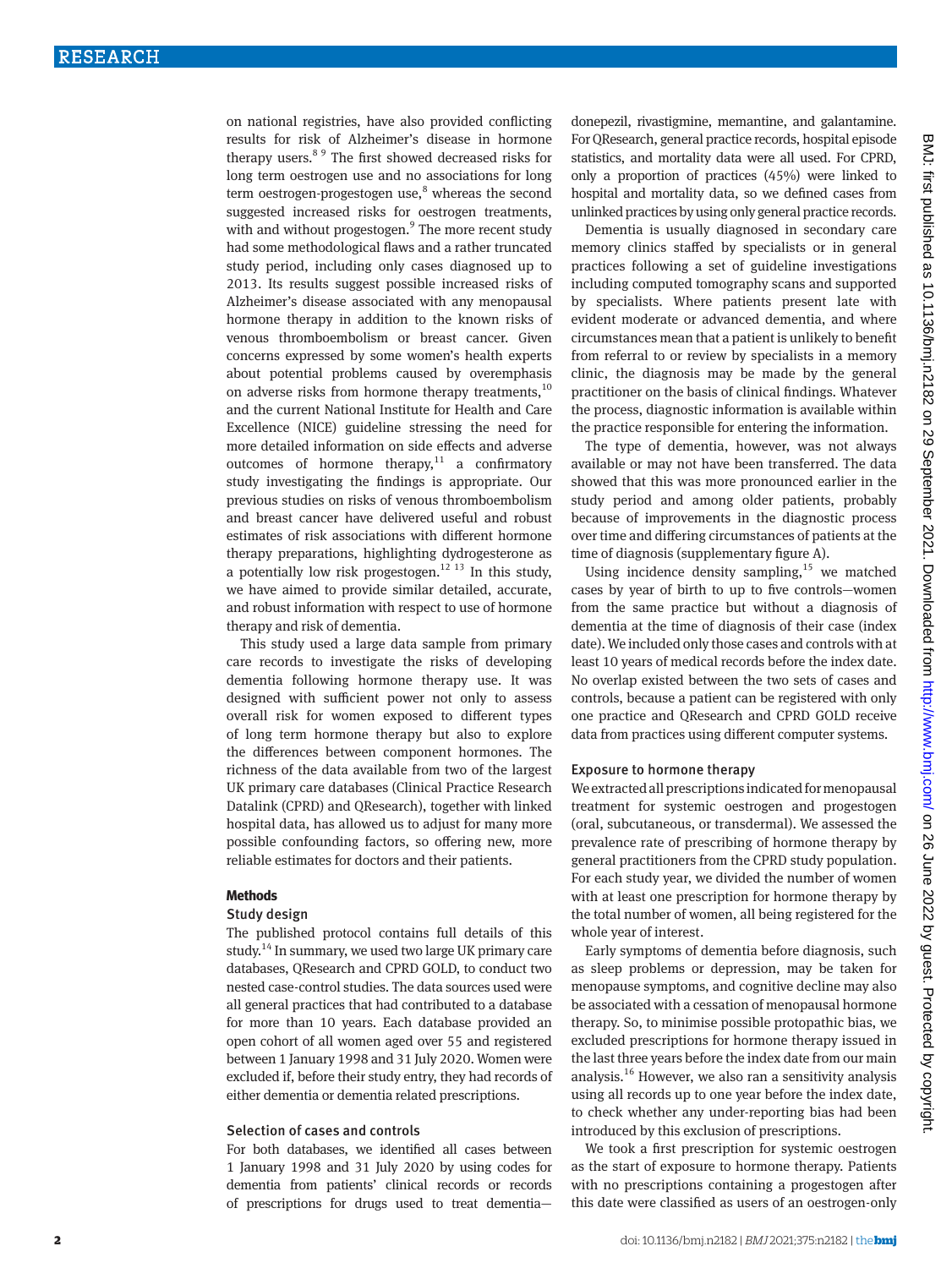on national registries, have also provided conflicting results for risk of Alzheimer's disease in hormone therapy users.[8,9] The first showed decreased risks for long term oestrogen use and no associations for long term oestrogen-progestogen use,[8] whereas the second suggested increased risks for oestrogen treatments, with and without progestogen.[9] The more recent study had some methodological flaws and a rather truncated study period, including only cases diagnosed up to 2013. Its results suggest possible increased risks of Alzheimer's disease associated with any menopausal hormone therapy in addition to the known risks of venous thromboembolism or breast cancer. Given concerns expressed by some women's health experts about potential problems caused by overemphasis on adverse risks from hormone therapy treatments,[10] and the current National Institute for Health and Care Excellence (NICE) guideline stressing the need for more detailed information on side effects and adverse outcomes of hormone therapy,[11] a confirmatory study investigating the findings is appropriate. Our previous studies on risks of venous thromboembolism and breast cancer have delivered useful and robust estimates of risk associations with different hormone therapy preparations, highlighting dydrogesterone as a potentially low risk progestogen.[12,13] In this study, we have aimed to provide similar detailed, accurate, and robust information with respect to use of hormone therapy and risk of dementia.

This study used a large data sample from primary care records to investigate the risks of developing dementia following hormone therapy use. It was designed with sufficient power not only to assess overall risk for women exposed to different types of long term hormone therapy but also to explore the differences between component hormones. The richness of the data available from two of the largest UK primary care databases (Clinical Practice Research Datalink (CPRD) and QResearch), together with linked hospital data, has allowed us to adjust for many more possible confounding factors, so offering new, more reliable estimates for doctors and their patients.

## Methods

### Study design

The published protocol contains full details of this study.[14] In summary, we used two large UK primary care databases, QResearch and CPRD GOLD, to conduct two nested case-control studies. The data sources used were all general practices that had contributed to a database for more than 10 years. Each database provided an open cohort of all women aged over 55 and registered between 1 January 1998 and 31 July 2020. Women were excluded if, before their study entry, they had records of either dementia or dementia related prescriptions.

### Selection of cases and controls

For both databases, we identified all cases between 1 January 1998 and 31 July 2020 by using codes for dementia from patients' clinical records or records of prescriptions for drugs used to treat dementia—donepezil, rivastigmine, memantine, and galantamine. For QResearch, general practice records, hospital episode statistics, and mortality data were all used. For CPRD, only a proportion of practices (45%) were linked to hospital and mortality data, so we defined cases from unlinked practices by using only general practice records.

Dementia is usually diagnosed in secondary care memory clinics staffed by specialists or in general practices following a set of guideline investigations including computed tomography scans and supported by specialists. Where patients present late with evident moderate or advanced dementia, and where circumstances mean that a patient is unlikely to benefit from referral to or review by specialists in a memory clinic, the diagnosis may be made by the general practitioner on the basis of clinical findings. Whatever the process, diagnostic information is available within the practice responsible for entering the information.

The type of dementia, however, was not always available or may not have been transferred. The data showed that this was more pronounced earlier in the study period and among older patients, probably because of improvements in the diagnostic process over time and differing circumstances of patients at the time of diagnosis (supplementary figure A).

Using incidence density sampling,[15] we matched cases by year of birth to up to five controls—women from the same practice but without a diagnosis of dementia at the time of diagnosis of their case (index date). We included only those cases and controls with at least 10 years of medical records before the index date. No overlap existed between the two sets of cases and controls, because a patient can be registered with only one practice and QResearch and CPRD GOLD receive data from practices using different computer systems.

### Exposure to hormone therapy

We extracted all prescriptions indicated for menopausal treatment for systemic oestrogen and progestogen (oral, subcutaneous, or transdermal). We assessed the prevalence rate of prescribing of hormone therapy by general practitioners from the CPRD study population. For each study year, we divided the number of women with at least one prescription for hormone therapy by the total number of women, all being registered for the whole year of interest.

Early symptoms of dementia before diagnosis, such as sleep problems or depression, may be taken for menopause symptoms, and cognitive decline may also be associated with a cessation of menopausal hormone therapy. So, to minimise possible protopathic bias, we excluded prescriptions for hormone therapy issued in the last three years before the index date from our main analysis.[16] However, we also ran a sensitivity analysis using all records up to one year before the index date, to check whether any under-reporting bias had been introduced by this exclusion of prescriptions.

We took a first prescription for systemic oestrogen as the start of exposure to hormone therapy. Patients with no prescriptions containing a progestogen after this date were classified as users of an oestrogen-only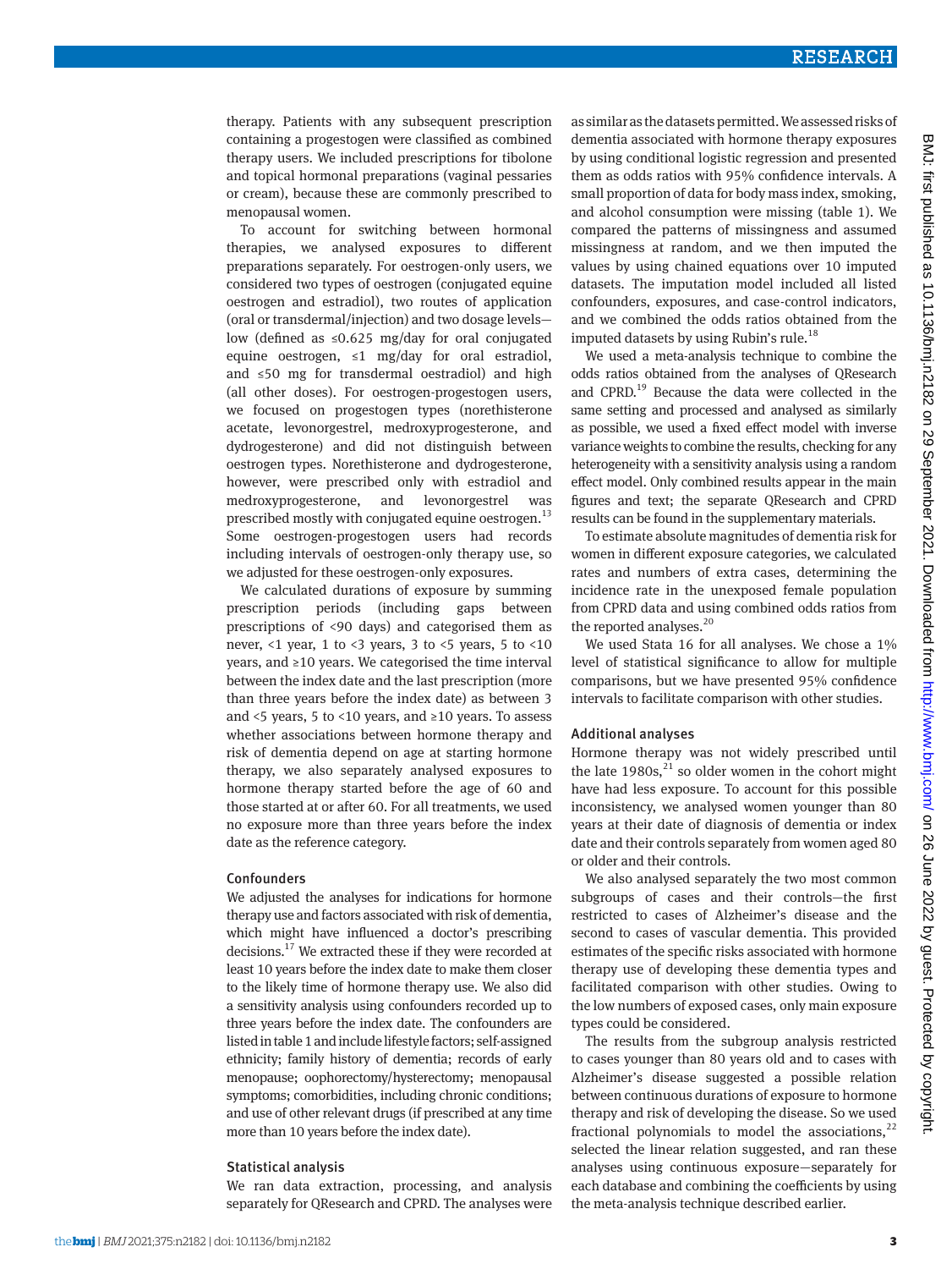therapy. Patients with any subsequent prescription containing a progestogen were classified as combined therapy users. We included prescriptions for tibolone and topical hormonal preparations (vaginal pessaries or cream), because these are commonly prescribed to menopausal women.

To account for switching between hormonal therapies, we analysed exposures to different preparations separately. For oestrogen-only users, we considered two types of oestrogen (conjugated equine oestrogen and estradiol), two routes of application (oral or transdermal/injection) and two dosage levels—low (defined as ≤0.625 mg/day for oral conjugated equine oestrogen, ≤1 mg/day for oral estradiol, and ≤50 mg for transdermal oestradiol) and high (all other doses). For oestrogen-progestogen users, we focused on progestogen types (norethisterone acetate, levonorgestrel, medroxyprogesterone, and dydrogesterone) and did not distinguish between oestrogen types. Norethisterone and dydrogesterone, however, were prescribed only with estradiol and medroxyprogesterone, and levonorgestrel was prescribed mostly with conjugated equine oestrogen.[13] Some oestrogen-progestogen users had records including intervals of oestrogen-only therapy use, so we adjusted for these oestrogen-only exposures.

We calculated durations of exposure by summing prescription periods (including gaps between prescriptions of <90 days) and categorised them as never, <1 year, 1 to <3 years, 3 to <5 years, 5 to <10 years, and ≥10 years. We categorised the time interval between the index date and the last prescription (more than three years before the index date) as between 3 and <5 years, 5 to <10 years, and ≥10 years. To assess whether associations between hormone therapy and risk of dementia depend on age at starting hormone therapy, we also separately analysed exposures to hormone therapy started before the age of 60 and those started at or after 60. For all treatments, we used no exposure more than three years before the index date as the reference category.

### Confounders

We adjusted the analyses for indications for hormone therapy use and factors associated with risk of dementia, which might have influenced a doctor's prescribing decisions.[17] We extracted these if they were recorded at least 10 years before the index date to make them closer to the likely time of hormone therapy use. We also did a sensitivity analysis using confounders recorded up to three years before the index date. The confounders are listed in table 1 and include lifestyle factors; self-assigned ethnicity; family history of dementia; records of early menopause; oophorectomy/hysterectomy; menopausal symptoms; comorbidities, including chronic conditions; and use of other relevant drugs (if prescribed at any time more than 10 years before the index date).

### Statistical analysis

We ran data extraction, processing, and analysis separately for QResearch and CPRD. The analyses were as similar as the datasets permitted. We assessed risks of dementia associated with hormone therapy exposures by using conditional logistic regression and presented them as odds ratios with 95% confidence intervals. A small proportion of data for body mass index, smoking, and alcohol consumption were missing (table 1). We compared the patterns of missingness and assumed missingness at random, and we then imputed the values by using chained equations over 10 imputed datasets. The imputation model included all listed confounders, exposures, and case-control indicators, and we combined the odds ratios obtained from the imputed datasets by using Rubin's rule.[18]

We used a meta-analysis technique to combine the odds ratios obtained from the analyses of QResearch and CPRD.[19] Because the data were collected in the same setting and processed and analysed as similarly as possible, we used a fixed effect model with inverse variance weights to combine the results, checking for any heterogeneity with a sensitivity analysis using a random effect model. Only combined results appear in the main figures and text; the separate QResearch and CPRD results can be found in the supplementary materials.

To estimate absolute magnitudes of dementia risk for women in different exposure categories, we calculated rates and numbers of extra cases, determining the incidence rate in the unexposed female population from CPRD data and using combined odds ratios from the reported analyses.[20]

We used Stata 16 for all analyses. We chose a 1% level of statistical significance to allow for multiple comparisons, but we have presented 95% confidence intervals to facilitate comparison with other studies.

### Additional analyses

Hormone therapy was not widely prescribed until the late 1980s,[21] so older women in the cohort might have had less exposure. To account for this possible inconsistency, we analysed women younger than 80 years at their date of diagnosis of dementia or index date and their controls separately from women aged 80 or older and their controls.

We also analysed separately the two most common subgroups of cases and their controls—the first restricted to cases of Alzheimer's disease and the second to cases of vascular dementia. This provided estimates of the specific risks associated with hormone therapy use of developing these dementia types and facilitated comparison with other studies. Owing to the low numbers of exposed cases, only main exposure types could be considered.

The results from the subgroup analysis restricted to cases younger than 80 years old and to cases with Alzheimer's disease suggested a possible relation between continuous durations of exposure to hormone therapy and risk of developing the disease. So we used fractional polynomials to model the associations,[22] selected the linear relation suggested, and ran these analyses using continuous exposure—separately for each database and combining the coefficients by using the meta-analysis technique described earlier.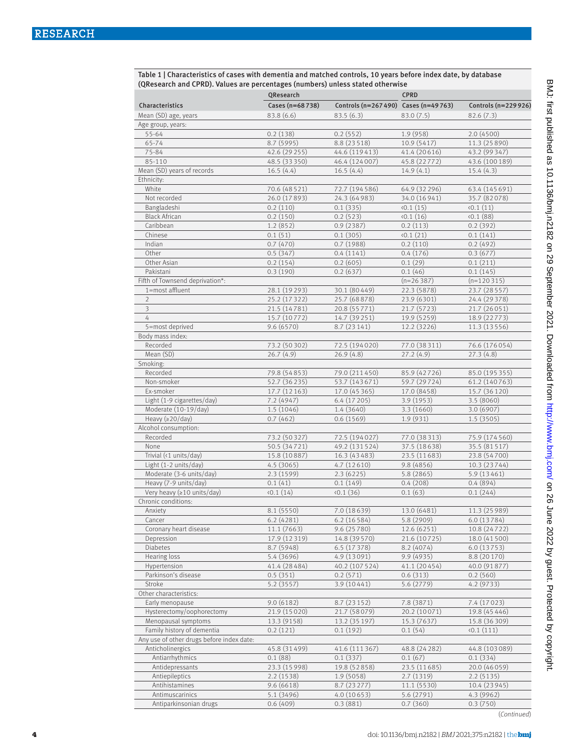**Table 1 | Characteristics of cases with dementia and matched controls, 10 years before index date, by database (QResearch and CPRD). Values are percentages (numbers) unless stated otherwise**

| Characteristics | QResearch Cases (n=68 738) | QResearch Controls (n=267 490) | CPRD Cases (n=49 763) | CPRD Controls (n=229 926) |
|---|---|---|---|---|
| Mean (SD) age, years | 83.8 (6.6) | 83.5 (6.3) | 83.0 (7.5) | 82.6 (7.3) |
| Age group, years: | | | | |
| 55-64 | 0.2 (138) | 0.2 (552) | 1.9 (958) | 2.0 (4500) |
| 65-74 | 8.7 (5995) | 8.8 (23 518) | 10.9 (5417) | 11.3 (25 890) |
| 75-84 | 42.6 (29 255) | 44.6 (119 413) | 41.4 (20 616) | 43.2 (99 347) |
| 85-110 | 48.5 (33 350) | 46.4 (124 007) | 45.8 (22 772) | 43.6 (100 189) |
| Mean (SD) years of records | 16.5 (4.4) | 16.5 (4.4) | 14.9 (4.1) | 15.4 (4.3) |
| Ethnicity: | | | | |
| White | 70.6 (48 521) | 72.7 (194 586) | 64.9 (32 296) | 63.4 (145 691) |
| Not recorded | 26.0 (17 893) | 24.3 (64 983) | 34.0 (16 941) | 35.7 (82 078) |
| Bangladeshi | 0.2 (110) | 0.1 (335) | <0.1 (15) | <0.1 (11) |
| Black African | 0.2 (150) | 0.2 (523) | <0.1 (16) | <0.1 (88) |
| Caribbean | 1.2 (852) | 0.9 (2387) | 0.2 (113) | 0.2 (392) |
| Chinese | 0.1 (51) | 0.1 (305) | <0.1 (21) | 0.1 (141) |
| Indian | 0.7 (470) | 0.7 (1988) | 0.2 (110) | 0.2 (492) |
| Other | 0.5 (347) | 0.4 (1141) | 0.4 (176) | 0.3 (677) |
| Other Asian | 0.2 (154) | 0.2 (605) | 0.1 (29) | 0.1 (211) |
| Pakistani | 0.3 (190) | 0.2 (637) | 0.1 (46) | 0.1 (145) |
| Fifth of Townsend deprivation*: | | | (n=26 387) | (n=120 315) |
| 1=most affluent | 28.1 (19 293) | 30.1 (80 449) | 22.3 (5878) | 23.7 (28 557) |
| 2 | 25.2 (17 322) | 25.7 (68 878) | 23.9 (6301) | 24.4 (29 378) |
| 3 | 21.5 (14 781) | 20.8 (55 771) | 21.7 (5723) | 21.7 (26 051) |
| 4 | 15.7 (10 772) | 14.7 (39 251) | 19.9 (5259) | 18.9 (22 773) |
| 5=most deprived | 9.6 (6570) | 8.7 (23 141) | 12.2 (3226) | 11.3 (13 556) |
| Body mass index: | | | | |
| Recorded | 73.2 (50 302) | 72.5 (194 020) | 77.0 (38 311) | 76.6 (176 054) |
| Mean (SD) | 26.7 (4.9) | 26.9 (4.8) | 27.2 (4.9) | 27.3 (4.8) |
| Smoking: | | | | |
| Recorded | 79.8 (54 853) | 79.0 (211 450) | 85.9 (42 726) | 85.0 (195 355) |
| Non-smoker | 52.7 (36 235) | 53.7 (143 671) | 59.7 (29 724) | 61.2 (140 763) |
| Ex-smoker | 17.7 (12 163) | 17.0 (45 365) | 17.0 (8458) | 15.7 (36 120) |
| Light (1-9 cigarettes/day) | 7.2 (4947) | 6.4 (17 205) | 3.9 (1953) | 3.5 (8060) |
| Moderate (10-19/day) | 1.5 (1046) | 1.4 (3640) | 3.3 (1660) | 3.0 (6907) |
| Heavy (≥20/day) | 0.7 (462) | 0.6 (1569) | 1.9 (931) | 1.5 (3505) |
| Alcohol consumption: | | | | |
| Recorded | 73.2 (50 327) | 72.5 (194 027) | 77.0 (38 313) | 75.9 (174 560) |
| None | 50.5 (34 721) | 49.2 (131 524) | 37.5 (18 638) | 35.5 (81 517) |
| Trivial (<1 units/day) | 15.8 (10 887) | 16.3 (43 483) | 23.5 (11 683) | 23.8 (54 700) |
| Light (1-2 units/day) | 4.5 (3065) | 4.7 (12 610) | 9.8 (4856) | 10.3 (23 744) |
| Moderate (3-6 units/day) | 2.3 (1599) | 2.3 (6225) | 5.8 (2865) | 5.9 (13 461) |
| Heavy (7-9 units/day) | 0.1 (41) | 0.1 (149) | 0.4 (208) | 0.4 (894) |
| Very heavy (≥10 units/day) | <0.1 (14) | <0.1 (36) | 0.1 (63) | 0.1 (244) |
| Chronic conditions: | | | | |
| Anxiety | 8.1 (5550) | 7.0 (18 639) | 13.0 (6481) | 11.3 (25 989) |
| Cancer | 6.2 (4281) | 6.2 (16 584) | 5.8 (2909) | 6.0 (13 784) |
| Coronary heart disease | 11.1 (7663) | 9.6 (25 780) | 12.6 (6251) | 10.8 (24 722) |
| Depression | 17.9 (12 319) | 14.8 (39 570) | 21.6 (10 725) | 18.0 (41 500) |
| Diabetes | 8.7 (5948) | 6.5 (17 378) | 8.2 (4074) | 6.0 (13 753) |
| Hearing loss | 5.4 (3696) | 4.9 (13 091) | 9.9 (4935) | 8.8 (20 170) |
| Hypertension | 41.4 (28 484) | 40.2 (107 524) | 41.1 (20 454) | 40.0 (91 877) |
| Parkinson's disease | 0.5 (351) | 0.2 (571) | 0.6 (313) | 0.2 (560) |
| Stroke | 5.2 (3557) | 3.9 (10 441) | 5.6 (2779) | 4.2 (9733) |
| Other characteristics: | | | | |
| Early menopause | 9.0 (6182) | 8.7 (23 152) | 7.8 (3871) | 7.4 (17 023) |
| Hysterectomy/oophorectomy | 21.9 (15 020) | 21.7 (58 079) | 20.2 (10 071) | 19.8 (45 446) |
| Menopausal symptoms | 13.3 (9158) | 13.2 (35 197) | 15.3 (7637) | 15.8 (36 309) |
| Family history of dementia | 0.2 (121) | 0.1 (192) | 0.1 (54) | <0.1 (111) |
| Any use of other drugs before index date: | | | | |
| Anticholinergics | 45.8 (31 499) | 41.6 (111 367) | 48.8 (24 282) | 44.8 (103 089) |
| Antiarrhythmics | 0.1 (88) | 0.1 (337) | 0.1 (67) | 0.1 (334) |
| Antidepressants | 23.3 (15 998) | 19.8 (52 858) | 23.5 (11 685) | 20.0 (46 059) |
| Antiepileptics | 2.2 (1538) | 1.9 (5058) | 2.7 (1319) | 2.2 (5135) |
| Antihistamines | 9.6 (6618) | 8.7 (23 277) | 11.1 (5530) | 10.4 (23 945) |
| Antimuscarinics | 5.1 (3496) | 4.0 (10 653) | 5.6 (2791) | 4.3 (9962) |
| Antiparkinsonian drugs | 0.6 (409) | 0.3 (881) | 0.7 (360) | 0.3 (750) |

(*Continued*)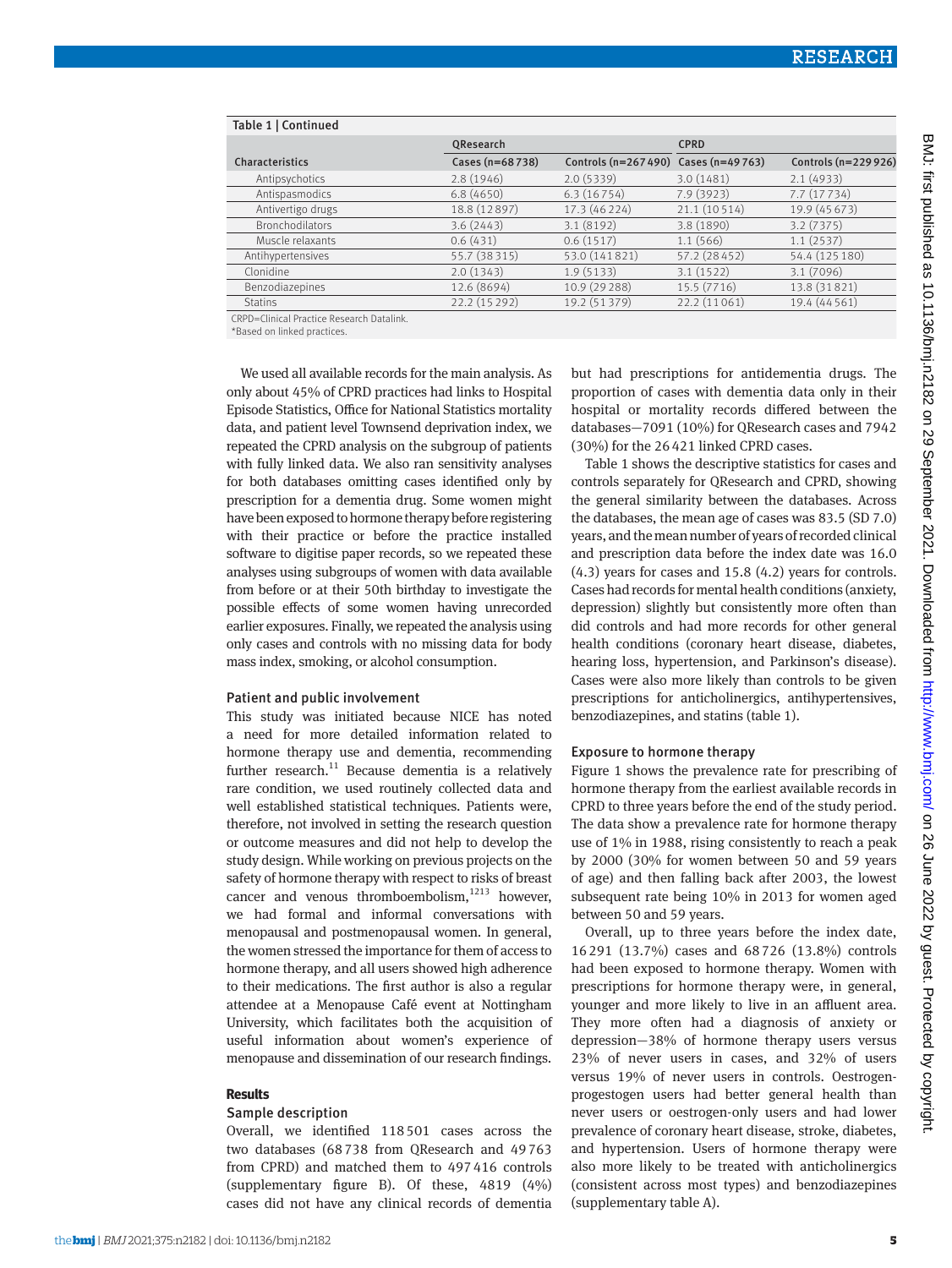Table 1 | Continued

| Characteristics | QResearch | | CPRD | |
|---|---|---|---|---|
| | Cases (n=68 738) | Controls (n=267 490) | Cases (n=49 763) | Controls (n=229 926) |
| Antipsychotics | 2.8 (1946) | 2.0 (5339) | 3.0 (1481) | 2.1 (4933) |
| Antispasmodics | 6.8 (4650) | 6.3 (16 754) | 7.9 (3923) | 7.7 (17 734) |
| Antivertigo drugs | 18.8 (12 897) | 17.3 (46 224) | 21.1 (10 514) | 19.9 (45 673) |
| Bronchodilators | 3.6 (2443) | 3.1 (8192) | 3.8 (1890) | 3.2 (7375) |
| Muscle relaxants | 0.6 (431) | 0.6 (1517) | 1.1 (566) | 1.1 (2537) |
| Antihypertensives | 55.7 (38 315) | 53.0 (141 821) | 57.2 (28 452) | 54.4 (125 180) |
| Clonidine | 2.0 (1343) | 1.9 (5133) | 3.1 (1522) | 3.1 (7096) |
| Benzodiazepines | 12.6 (8694) | 10.9 (29 288) | 15.5 (7716) | 13.8 (31 821) |
| Statins | 22.2 (15 292) | 19.2 (51 379) | 22.2 (11 061) | 19.4 (44 561) |

CRPD=Clinical Practice Research Datalink.
*Based on linked practices.

We used all available records for the main analysis. As only about 45% of CPRD practices had links to Hospital Episode Statistics, Office for National Statistics mortality data, and patient level Townsend deprivation index, we repeated the CPRD analysis on the subgroup of patients with fully linked data. We also ran sensitivity analyses for both databases omitting cases identified only by prescription for a dementia drug. Some women might have been exposed to hormone therapy before registering with their practice or before the practice installed software to digitise paper records, so we repeated these analyses using subgroups of women with data available from before or at their 50th birthday to investigate the possible effects of some women having unrecorded earlier exposures. Finally, we repeated the analysis using only cases and controls with no missing data for body mass index, smoking, or alcohol consumption.

### Patient and public involvement

This study was initiated because NICE has noted a need for more detailed information related to hormone therapy use and dementia, recommending further research.[11] Because dementia is a relatively rare condition, we used routinely collected data and well established statistical techniques. Patients were, therefore, not involved in setting the research question or outcome measures and did not help to develop the study design. While working on previous projects on the safety of hormone therapy with respect to risks of breast cancer and venous thromboembolism,[12,13] however, we had formal and informal conversations with menopausal and postmenopausal women. In general, the women stressed the importance for them of access to hormone therapy, and all users showed high adherence to their medications. The first author is also a regular attendee at a Menopause Café event at Nottingham University, which facilitates both the acquisition of useful information about women's experience of menopause and dissemination of our research findings.

## Results

### Sample description

Overall, we identified 118 501 cases across the two databases (68 738 from QResearch and 49 763 from CPRD) and matched them to 497 416 controls (supplementary figure B). Of these, 4819 (4%) cases did not have any clinical records of dementia but had prescriptions for antidementia drugs. The proportion of cases with dementia data only in their hospital or mortality records differed between the databases—7091 (10%) for QResearch cases and 7942 (30%) for the 26 421 linked CPRD cases.

Table 1 shows the descriptive statistics for cases and controls separately for QResearch and CPRD, showing the general similarity between the databases. Across the databases, the mean age of cases was 83.5 (SD 7.0) years, and the mean number of years of recorded clinical and prescription data before the index date was 16.0 (4.3) years for cases and 15.8 (4.2) years for controls. Cases had records for mental health conditions (anxiety, depression) slightly but consistently more often than did controls and had more records for other general health conditions (coronary heart disease, diabetes, hearing loss, hypertension, and Parkinson's disease). Cases were also more likely than controls to be given prescriptions for anticholinergics, antihypertensives, benzodiazepines, and statins (table 1).

### Exposure to hormone therapy

Figure 1 shows the prevalence rate for prescribing of hormone therapy from the earliest available records in CPRD to three years before the end of the study period. The data show a prevalence rate for hormone therapy use of 1% in 1988, rising consistently to reach a peak by 2000 (30% for women between 50 and 59 years of age) and then falling back after 2003, the lowest subsequent rate being 10% in 2013 for women aged between 50 and 59 years.

Overall, up to three years before the index date, 16 291 (13.7%) cases and 68 726 (13.8%) controls had been exposed to hormone therapy. Women with prescriptions for hormone therapy were, in general, younger and more likely to live in an affluent area. They more often had a diagnosis of anxiety or depression—38% of hormone therapy users versus 23% of never users in cases, and 32% of users versus 19% of never users in controls. Oestrogen-progestogen users had better general health than never users or oestrogen-only users and had lower prevalence of coronary heart disease, stroke, diabetes, and hypertension. Users of hormone therapy were also more likely to be treated with anticholinergics (consistent across most types) and benzodiazepines (supplementary table A).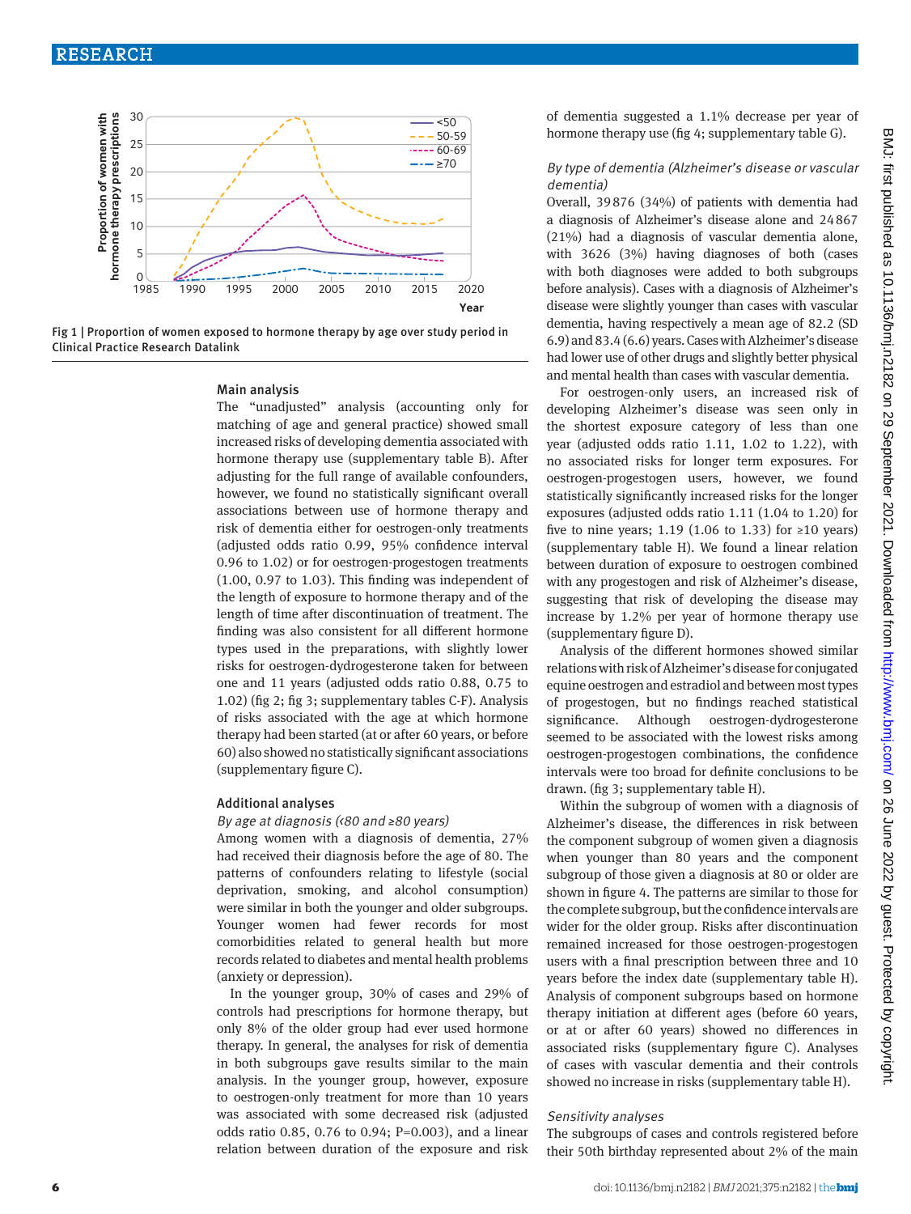Fig 1 | Proportion of women exposed to hormone therapy by age over study period in Clinical Practice Research Datalink

### Main analysis

The "unadjusted" analysis (accounting only for matching of age and general practice) showed small increased risks of developing dementia associated with hormone therapy use (supplementary table B). After adjusting for the full range of available confounders, however, we found no statistically significant overall associations between use of hormone therapy and risk of dementia either for oestrogen-only treatments (adjusted odds ratio 0.99, 95% confidence interval 0.96 to 1.02) or for oestrogen-progestogen treatments (1.00, 0.97 to 1.03). This finding was independent of the length of exposure to hormone therapy and of the length of time after discontinuation of treatment. The finding was also consistent for all different hormone types used in the preparations, with slightly lower risks for oestrogen-dydrogesterone taken for between one and 11 years (adjusted odds ratio 0.88, 0.75 to 1.02) (fig 2; fig 3; supplementary tables C-F). Analysis of risks associated with the age at which hormone therapy had been started (at or after 60 years, or before 60) also showed no statistically significant associations (supplementary figure C).

### Additional analyses

*By age at diagnosis (<80 and ≥80 years)*

Among women with a diagnosis of dementia, 27% had received their diagnosis before the age of 80. The patterns of confounders relating to lifestyle (social deprivation, smoking, and alcohol consumption) were similar in both the younger and older subgroups. Younger women had fewer records for most comorbidities related to general health but more records related to diabetes and mental health problems (anxiety or depression).

In the younger group, 30% of cases and 29% of controls had prescriptions for hormone therapy, but only 8% of the older group had ever used hormone therapy. In general, the analyses for risk of dementia in both subgroups gave results similar to the main analysis. In the younger group, however, exposure to oestrogen-only treatment for more than 10 years was associated with some decreased risk (adjusted odds ratio 0.85, 0.76 to 0.94; P=0.003), and a linear relation between duration of the exposure and risk of dementia suggested a 1.1% decrease per year of hormone therapy use (fig 4; supplementary table G).

*By type of dementia (Alzheimer's disease or vascular dementia)*

Overall, 39876 (34%) of patients with dementia had a diagnosis of Alzheimer's disease alone and 24867 (21%) had a diagnosis of vascular dementia alone, with 3626 (3%) having diagnoses of both (cases with both diagnoses were added to both subgroups before analysis). Cases with a diagnosis of Alzheimer's disease were slightly younger than cases with vascular dementia, having respectively a mean age of 82.2 (SD 6.9) and 83.4 (6.6) years. Cases with Alzheimer's disease had lower use of other drugs and slightly better physical and mental health than cases with vascular dementia.

For oestrogen-only users, an increased risk of developing Alzheimer's disease was seen only in the shortest exposure category of less than one year (adjusted odds ratio 1.11, 1.02 to 1.22), with no associated risks for longer term exposures. For oestrogen-progestogen users, however, we found statistically significantly increased risks for the longer exposures (adjusted odds ratio 1.11 (1.04 to 1.20) for five to nine years; 1.19 (1.06 to 1.33) for ≥10 years) (supplementary table H). We found a linear relation between duration of exposure to oestrogen combined with any progestogen and risk of Alzheimer's disease, suggesting that risk of developing the disease may increase by 1.2% per year of hormone therapy use (supplementary figure D).

Analysis of the different hormones showed similar relations with risk of Alzheimer's disease for conjugated equine oestrogen and estradiol and between most types of progestogen, but no findings reached statistical significance. Although oestrogen-dydrogesterone seemed to be associated with the lowest risks among oestrogen-progestogen combinations, the confidence intervals were too broad for definite conclusions to be drawn. (fig 3; supplementary table H).

Within the subgroup of women with a diagnosis of Alzheimer's disease, the differences in risk between the component subgroup of women given a diagnosis when younger than 80 years and the component subgroup of those given a diagnosis at 80 or older are shown in figure 4. The patterns are similar to those for the complete subgroup, but the confidence intervals are wider for the older group. Risks after discontinuation remained increased for those oestrogen-progestogen users with a final prescription between three and 10 years before the index date (supplementary table H). Analysis of component subgroups based on hormone therapy initiation at different ages (before 60 years, or at or after 60 years) showed no differences in associated risks (supplementary figure C). Analyses of cases with vascular dementia and their controls showed no increase in risks (supplementary table H).

*Sensitivity analyses*

The subgroups of cases and controls registered before their 50th birthday represented about 2% of the main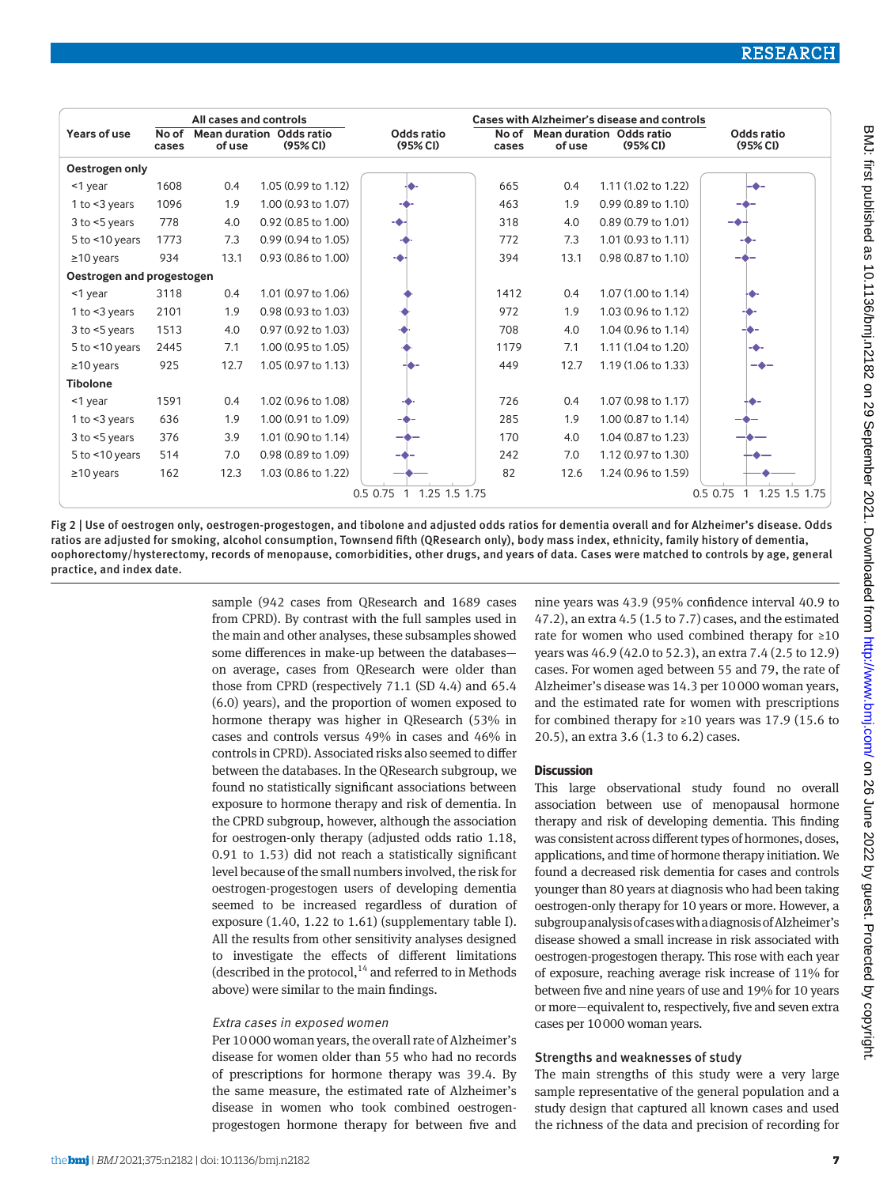| Years of use | All cases and controls | | | Cases with Alzheimer's disease and controls | | |
|---|---|---|---|---|---|---|
| | No of cases | Mean duration of use | Odds ratio (95% CI) | No of cases | Mean duration of use | Odds ratio (95% CI) |
| **Oestrogen only** | | | | | | |
| <1 year | 1608 | 0.4 | 1.05 (0.99 to 1.12) | 665 | 0.4 | 1.11 (1.02 to 1.22) |
| 1 to <3 years | 1096 | 1.9 | 1.00 (0.93 to 1.07) | 463 | 1.9 | 0.99 (0.89 to 1.10) |
| 3 to <5 years | 778 | 4.0 | 0.92 (0.85 to 1.00) | 318 | 4.0 | 0.89 (0.79 to 1.01) |
| 5 to <10 years | 1773 | 7.3 | 0.99 (0.94 to 1.05) | 772 | 7.3 | 1.01 (0.93 to 1.11) |
| ≥10 years | 934 | 13.1 | 0.93 (0.86 to 1.00) | 394 | 13.1 | 0.98 (0.87 to 1.10) |
| **Oestrogen and progestogen** | | | | | | |
| <1 year | 3118 | 0.4 | 1.01 (0.97 to 1.06) | 1412 | 0.4 | 1.07 (1.00 to 1.14) |
| 1 to <3 years | 2101 | 1.9 | 0.98 (0.93 to 1.03) | 972 | 1.9 | 1.03 (0.96 to 1.12) |
| 3 to <5 years | 1513 | 4.0 | 0.97 (0.92 to 1.03) | 708 | 4.0 | 1.04 (0.96 to 1.14) |
| 5 to <10 years | 2445 | 7.1 | 1.00 (0.95 to 1.05) | 1179 | 7.1 | 1.11 (1.04 to 1.20) |
| ≥10 years | 925 | 12.7 | 1.05 (0.97 to 1.13) | 449 | 12.7 | 1.19 (1.06 to 1.33) |
| **Tibolone** | | | | | | |
| <1 year | 1591 | 0.4 | 1.02 (0.96 to 1.08) | 726 | 0.4 | 1.07 (0.98 to 1.17) |
| 1 to <3 years | 636 | 1.9 | 1.00 (0.91 to 1.09) | 285 | 1.9 | 1.00 (0.87 to 1.14) |
| 3 to <5 years | 376 | 3.9 | 1.01 (0.90 to 1.14) | 170 | 4.0 | 1.04 (0.87 to 1.23) |
| 5 to <10 years | 514 | 7.0 | 0.98 (0.89 to 1.09) | 242 | 7.0 | 1.12 (0.97 to 1.30) |
| ≥10 years | 162 | 12.3 | 1.03 (0.86 to 1.22) | 82 | 12.6 | 1.24 (0.96 to 1.59) |

Fig 2 | Use of oestrogen only, oestrogen-progestogen, and tibolone and adjusted odds ratios for dementia overall and for Alzheimer's disease. Odds ratios are adjusted for smoking, alcohol consumption, Townsend fifth (QResearch only), body mass index, ethnicity, family history of dementia, oophorectomy/hysterectomy, records of menopause, comorbidities, other drugs, and years of data. Cases were matched to controls by age, general practice, and index date.

sample (942 cases from QResearch and 1689 cases from CPRD). By contrast with the full samples used in the main and other analyses, these subsamples showed some differences in make-up between the databases—on average, cases from QResearch were older than those from CPRD (respectively 71.1 (SD 4.4) and 65.4 (6.0) years), and the proportion of women exposed to hormone therapy was higher in QResearch (53% in cases and controls versus 49% in cases and 46% in controls in CPRD). Associated risks also seemed to differ between the databases. In the QResearch subgroup, we found no statistically significant associations between exposure to hormone therapy and risk of dementia. In the CPRD subgroup, however, although the association for oestrogen-only therapy (adjusted odds ratio 1.18, 0.91 to 1.53) did not reach a statistically significant level because of the small numbers involved, the risk for oestrogen-progestogen users of developing dementia seemed to be increased regardless of duration of exposure (1.40, 1.22 to 1.61) (supplementary table I). All the results from other sensitivity analyses designed to investigate the effects of different limitations (described in the protocol,[14] and referred to in Methods above) were similar to the main findings.

### *Extra cases in exposed women*

Per 10 000 woman years, the overall rate of Alzheimer's disease for women older than 55 who had no records of prescriptions for hormone therapy was 39.4. By the same measure, the estimated rate of Alzheimer's disease in women who took combined oestrogen-progestogen hormone therapy for between five and nine years was 43.9 (95% confidence interval 40.9 to 47.2), an extra 4.5 (1.5 to 7.7) cases, and the estimated rate for women who used combined therapy for ≥10 years was 46.9 (42.0 to 52.3), an extra 7.4 (2.5 to 12.9) cases. For women aged between 55 and 79, the rate of Alzheimer's disease was 14.3 per 10 000 woman years, and the estimated rate for women with prescriptions for combined therapy for ≥10 years was 17.9 (15.6 to 20.5), an extra 3.6 (1.3 to 6.2) cases.

## Discussion

This large observational study found no overall association between use of menopausal hormone therapy and risk of developing dementia. This finding was consistent across different types of hormones, doses, applications, and time of hormone therapy initiation. We found a decreased risk dementia for cases and controls younger than 80 years at diagnosis who had been taking oestrogen-only therapy for 10 years or more. However, a subgroup analysis of cases with a diagnosis of Alzheimer's disease showed a small increase in risk associated with oestrogen-progestogen therapy. This rose with each year of exposure, reaching average risk increase of 11% for between five and nine years of use and 19% for 10 years or more—equivalent to, respectively, five and seven extra cases per 10 000 woman years.

### Strengths and weaknesses of study

The main strengths of this study were a very large sample representative of the general population and a study design that captured all known cases and used the richness of the data and precision of recording for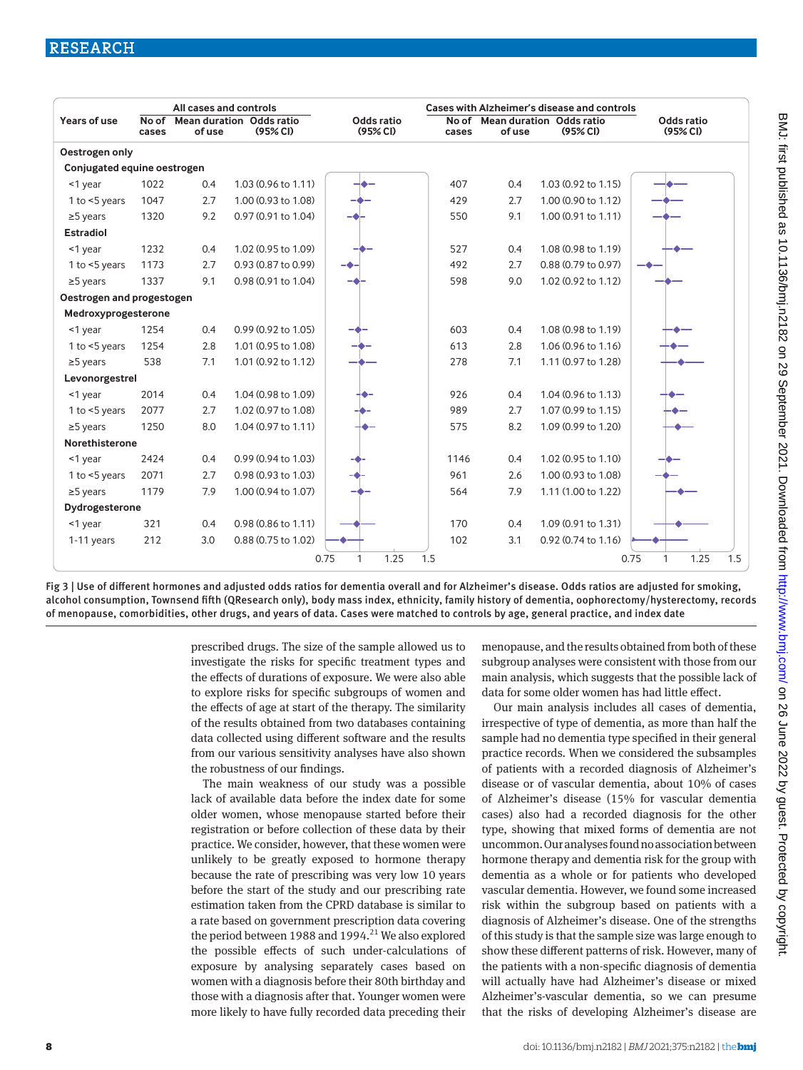| Years of use | All cases and controls | | | Cases with Alzheimer's disease and controls | | |
|---|---|---|---|---|---|---|
| | No of cases | Mean duration of use | Odds ratio (95% CI) | No of cases | Mean duration of use | Odds ratio (95% CI) |
| **Oestrogen only** | | | | | | |
| **Conjugated equine oestrogen** | | | | | | |
| <1 year | 1022 | 0.4 | 1.03 (0.96 to 1.11) | 407 | 0.4 | 1.03 (0.92 to 1.15) |
| 1 to <5 years | 1047 | 2.7 | 1.00 (0.93 to 1.08) | 429 | 2.7 | 1.00 (0.90 to 1.12) |
| ≥5 years | 1320 | 9.2 | 0.97 (0.91 to 1.04) | 550 | 9.1 | 1.00 (0.91 to 1.11) |
| **Estradiol** | | | | | | |
| <1 year | 1232 | 0.4 | 1.02 (0.95 to 1.09) | 527 | 0.4 | 1.08 (0.98 to 1.19) |
| 1 to <5 years | 1173 | 2.7 | 0.93 (0.87 to 0.99) | 492 | 2.7 | 0.88 (0.79 to 0.97) |
| ≥5 years | 1337 | 9.1 | 0.98 (0.91 to 1.04) | 598 | 9.0 | 1.02 (0.92 to 1.12) |
| **Oestrogen and progestogen** | | | | | | |
| **Medroxyprogesterone** | | | | | | |
| <1 year | 1254 | 0.4 | 0.99 (0.92 to 1.05) | 603 | 0.4 | 1.08 (0.98 to 1.19) |
| 1 to <5 years | 1254 | 2.8 | 1.01 (0.95 to 1.08) | 613 | 2.8 | 1.06 (0.96 to 1.16) |
| ≥5 years | 538 | 7.1 | 1.01 (0.92 to 1.12) | 278 | 7.1 | 1.11 (0.97 to 1.28) |
| **Levonorgestrel** | | | | | | |
| <1 year | 2014 | 0.4 | 1.04 (0.98 to 1.09) | 926 | 0.4 | 1.04 (0.96 to 1.13) |
| 1 to <5 years | 2077 | 2.7 | 1.02 (0.97 to 1.08) | 989 | 2.7 | 1.07 (0.99 to 1.15) |
| ≥5 years | 1250 | 8.0 | 1.04 (0.97 to 1.11) | 575 | 8.2 | 1.09 (0.99 to 1.20) |
| **Norethisterone** | | | | | | |
| <1 year | 2424 | 0.4 | 0.99 (0.94 to 1.03) | 1146 | 0.4 | 1.02 (0.95 to 1.10) |
| 1 to <5 years | 2071 | 2.7 | 0.98 (0.93 to 1.03) | 961 | 2.6 | 1.00 (0.93 to 1.08) |
| ≥5 years | 1179 | 7.9 | 1.00 (0.94 to 1.07) | 564 | 7.9 | 1.11 (1.00 to 1.22) |
| **Dydrogesterone** | | | | | | |
| <1 year | 321 | 0.4 | 0.98 (0.86 to 1.11) | 170 | 0.4 | 1.09 (0.91 to 1.31) |
| 1-11 years | 212 | 3.0 | 0.88 (0.75 to 1.02) | 102 | 3.1 | 0.92 (0.74 to 1.16) |

Fig 3 | Use of different hormones and adjusted odds ratios for dementia overall and for Alzheimer's disease. Odds ratios are adjusted for smoking, alcohol consumption, Townsend fifth (QResearch only), body mass index, ethnicity, family history of dementia, oophorectomy/hysterectomy, records of menopause, comorbidities, other drugs, and years of data. Cases were matched to controls by age, general practice, and index date

prescribed drugs. The size of the sample allowed us to investigate the risks for specific treatment types and the effects of durations of exposure. We were also able to explore risks for specific subgroups of women and the effects of age at start of the therapy. The similarity of the results obtained from two databases containing data collected using different software and the results from our various sensitivity analyses have also shown the robustness of our findings.

The main weakness of our study was a possible lack of available data before the index date for some older women, whose menopause started before their registration or before collection of these data by their practice. We consider, however, that these women were unlikely to be greatly exposed to hormone therapy because the rate of prescribing was very low 10 years before the start of the study and our prescribing rate estimation taken from the CPRD database is similar to a rate based on government prescription data covering the period between 1988 and 1994.[21] We also explored the possible effects of such under-calculations of exposure by analysing separately cases based on women with a diagnosis before their 80th birthday and those with a diagnosis after that. Younger women were more likely to have fully recorded data preceding their menopause, and the results obtained from both of these subgroup analyses were consistent with those from our main analysis, which suggests that the possible lack of data for some older women has had little effect.

Our main analysis includes all cases of dementia, irrespective of type of dementia, as more than half the sample had no dementia type specified in their general practice records. When we considered the subsamples of patients with a recorded diagnosis of Alzheimer's disease or of vascular dementia, about 10% of cases of Alzheimer's disease (15% for vascular dementia cases) also had a recorded diagnosis for the other type, showing that mixed forms of dementia are not uncommon. Our analyses found no association between hormone therapy and dementia risk for the group with dementia as a whole or for patients who developed vascular dementia. However, we found some increased risk within the subgroup based on patients with a diagnosis of Alzheimer's disease. One of the strengths of this study is that the sample size was large enough to show these different patterns of risk. However, many of the patients with a non-specific diagnosis of dementia will actually have had Alzheimer's disease or mixed Alzheimer's-vascular dementia, so we can presume that the risks of developing Alzheimer's disease are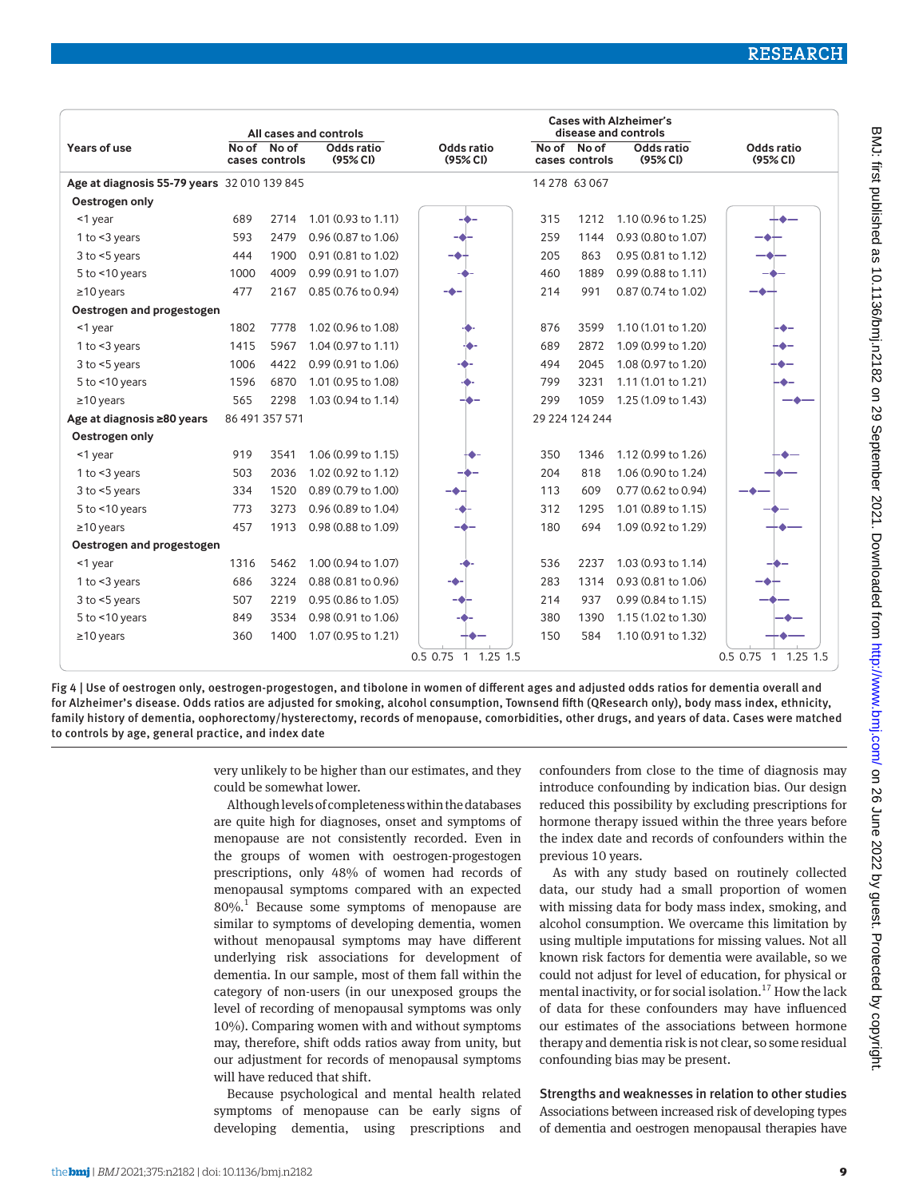| Years of use | All cases and controls | | | Cases with Alzheimer's disease and controls | | |
|---|---|---|---|---|---|---|
| | No of cases | No of controls | Odds ratio (95% CI) | No of cases | No of controls | Odds ratio (95% CI) |
| **Age at diagnosis 55-79 years** | 32 010 | 139 845 | | 14 278 | 63 067 | |
| **Oestrogen only** | | | | | | |
| <1 year | 689 | 2714 | 1.01 (0.93 to 1.11) | 315 | 1212 | 1.10 (0.96 to 1.25) |
| 1 to <3 years | 593 | 2479 | 0.96 (0.87 to 1.06) | 259 | 1144 | 0.93 (0.80 to 1.07) |
| 3 to <5 years | 444 | 1900 | 0.91 (0.81 to 1.02) | 205 | 863 | 0.95 (0.81 to 1.12) |
| 5 to <10 years | 1000 | 4009 | 0.99 (0.91 to 1.07) | 460 | 1889 | 0.99 (0.88 to 1.11) |
| ≥10 years | 477 | 2167 | 0.85 (0.76 to 0.94) | 214 | 991 | 0.87 (0.74 to 1.02) |
| **Oestrogen and progestogen** | | | | | | |
| <1 year | 1802 | 7778 | 1.02 (0.96 to 1.08) | 876 | 3599 | 1.10 (1.01 to 1.20) |
| 1 to <3 years | 1415 | 5967 | 1.04 (0.97 to 1.11) | 689 | 2872 | 1.09 (0.99 to 1.20) |
| 3 to <5 years | 1006 | 4422 | 0.99 (0.91 to 1.06) | 494 | 2045 | 1.08 (0.97 to 1.20) |
| 5 to <10 years | 1596 | 6870 | 1.01 (0.95 to 1.08) | 799 | 3231 | 1.11 (1.01 to 1.21) |
| ≥10 years | 565 | 2298 | 1.03 (0.94 to 1.14) | 299 | 1059 | 1.25 (1.09 to 1.43) |
| **Age at diagnosis ≥80 years** | 86 491 | 357 571 | | 29 224 | 124 244 | |
| **Oestrogen only** | | | | | | |
| <1 year | 919 | 3541 | 1.06 (0.99 to 1.15) | 350 | 1346 | 1.12 (0.99 to 1.26) |
| 1 to <3 years | 503 | 2036 | 1.02 (0.92 to 1.12) | 204 | 818 | 1.06 (0.90 to 1.24) |
| 3 to <5 years | 334 | 1520 | 0.89 (0.79 to 1.00) | 113 | 609 | 0.77 (0.62 to 0.94) |
| 5 to <10 years | 773 | 3273 | 0.96 (0.89 to 1.04) | 312 | 1295 | 1.01 (0.89 to 1.15) |
| ≥10 years | 457 | 1913 | 0.98 (0.88 to 1.09) | 180 | 694 | 1.09 (0.92 to 1.29) |
| **Oestrogen and progestogen** | | | | | | |
| <1 year | 1316 | 5462 | 1.00 (0.94 to 1.07) | 536 | 2237 | 1.03 (0.93 to 1.14) |
| 1 to <3 years | 686 | 3224 | 0.88 (0.81 to 0.96) | 283 | 1314 | 0.93 (0.81 to 1.06) |
| 3 to <5 years | 507 | 2219 | 0.95 (0.86 to 1.05) | 214 | 937 | 0.99 (0.84 to 1.15) |
| 5 to <10 years | 849 | 3534 | 0.98 (0.91 to 1.06) | 380 | 1390 | 1.15 (1.02 to 1.30) |
| ≥10 years | 360 | 1400 | 1.07 (0.95 to 1.21) | 150 | 584 | 1.10 (0.91 to 1.32) |

Fig 4 | Use of oestrogen only, oestrogen-progestogen, and tibolone in women of different ages and adjusted odds ratios for dementia overall and for Alzheimer's disease. Odds ratios are adjusted for smoking, alcohol consumption, Townsend fifth (QResearch only), body mass index, ethnicity, family history of dementia, oophorectomy/hysterectomy, records of menopause, comorbidities, other drugs, and years of data. Cases were matched to controls by age, general practice, and index date

very unlikely to be higher than our estimates, and they could be somewhat lower.

Although levels of completeness within the databases are quite high for diagnoses, onset and symptoms of menopause are not consistently recorded. Even in the groups of women with oestrogen-progestogen prescriptions, only 48% of women had records of menopausal symptoms compared with an expected 80%.[1] Because some symptoms of menopause are similar to symptoms of developing dementia, women without menopausal symptoms may have different underlying risk associations for development of dementia. In our sample, most of them fall within the category of non-users (in our unexposed groups the level of recording of menopausal symptoms was only 10%). Comparing women with and without symptoms may, therefore, shift odds ratios away from unity, but our adjustment for records of menopausal symptoms will have reduced that shift.

Because psychological and mental health related symptoms of menopause can be early signs of developing dementia, using prescriptions and confounders from close to the time of diagnosis may introduce confounding by indication bias. Our design reduced this possibility by excluding prescriptions for hormone therapy issued within the three years before the index date and records of confounders within the previous 10 years.

As with any study based on routinely collected data, our study had a small proportion of women with missing data for body mass index, smoking, and alcohol consumption. We overcame this limitation by using multiple imputations for missing values. Not all known risk factors for dementia were available, so we could not adjust for level of education, for physical or mental inactivity, or for social isolation.[17] How the lack of data for these confounders may have influenced our estimates of the associations between hormone therapy and dementia risk is not clear, so some residual confounding bias may be present.

### Strengths and weaknesses in relation to other studies

Associations between increased risk of developing types of dementia and oestrogen menopausal therapies have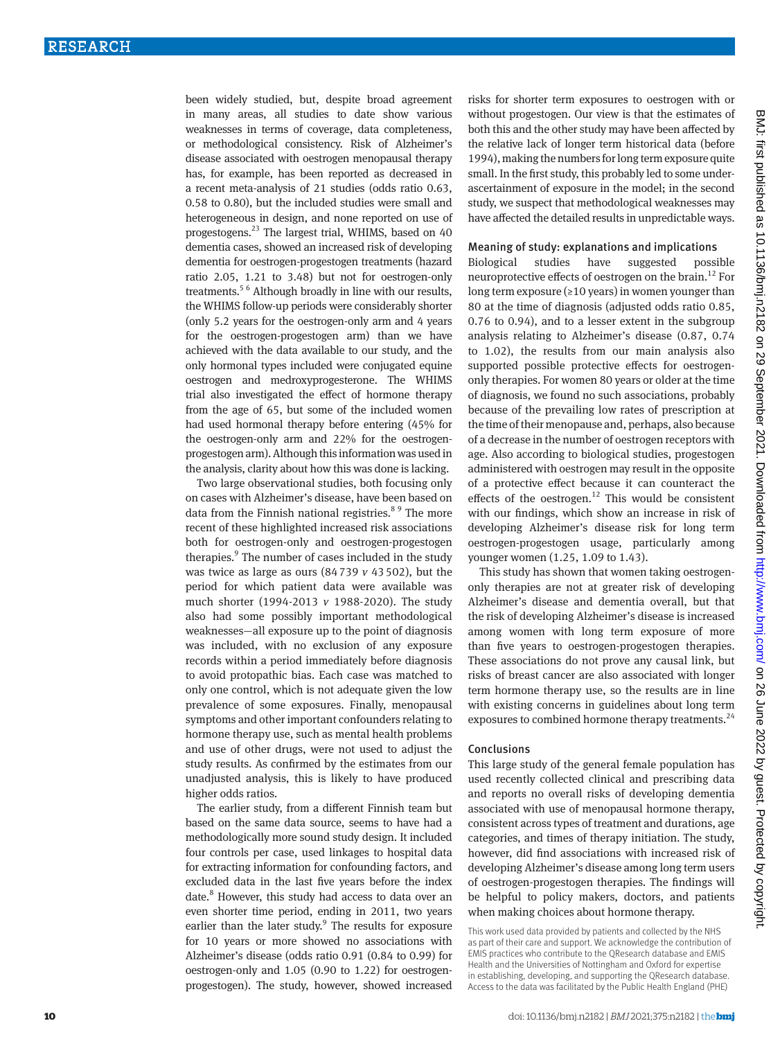been widely studied, but, despite broad agreement in many areas, all studies to date show various weaknesses in terms of coverage, data completeness, or methodological consistency. Risk of Alzheimer's disease associated with oestrogen menopausal therapy has, for example, has been reported as decreased in a recent meta-analysis of 21 studies (odds ratio 0.63, 0.58 to 0.80), but the included studies were small and heterogeneous in design, and none reported on use of progestogens.[23] The largest trial, WHIMS, based on 40 dementia cases, showed an increased risk of developing dementia for oestrogen-progestogen treatments (hazard ratio 2.05, 1.21 to 3.48) but not for oestrogen-only treatments.[5 6] Although broadly in line with our results, the WHIMS follow-up periods were considerably shorter (only 5.2 years for the oestrogen-only arm and 4 years for the oestrogen-progestogen arm) than we have achieved with the data available to our study, and the only hormonal types included were conjugated equine oestrogen and medroxyprogesterone. The WHIMS trial also investigated the effect of hormone therapy from the age of 65, but some of the included women had used hormonal therapy before entering (45% for the oestrogen-only arm and 22% for the oestrogen-progestogen arm). Although this information was used in the analysis, clarity about how this was done is lacking.

Two large observational studies, both focusing only on cases with Alzheimer's disease, have been based on data from the Finnish national registries.[8 9] The more recent of these highlighted increased risk associations both for oestrogen-only and oestrogen-progestogen therapies.[9] The number of cases included in the study was twice as large as ours (84 739 *v* 43 502), but the period for which patient data were available was much shorter (1994-2013 *v* 1988-2020). The study also had some possibly important methodological weaknesses—all exposure up to the point of diagnosis was included, with no exclusion of any exposure records within a period immediately before diagnosis to avoid protopathic bias. Each case was matched to only one control, which is not adequate given the low prevalence of some exposures. Finally, menopausal symptoms and other important confounders relating to hormone therapy use, such as mental health problems and use of other drugs, were not used to adjust the study results. As confirmed by the estimates from our unadjusted analysis, this is likely to have produced higher odds ratios.

The earlier study, from a different Finnish team but based on the same data source, seems to have had a methodologically more sound study design. It included four controls per case, used linkages to hospital data for extracting information for confounding factors, and excluded data in the last five years before the index date.[8] However, this study had access to data over an even shorter time period, ending in 2011, two years earlier than the later study.[9] The results for exposure for 10 years or more showed no associations with Alzheimer's disease (odds ratio 0.91 (0.84 to 0.99) for oestrogen-only and 1.05 (0.90 to 1.22) for oestrogen-progestogen). The study, however, showed increased risks for shorter term exposures to oestrogen with or without progestogen. Our view is that the estimates of both this and the other study may have been affected by the relative lack of longer term historical data (before 1994), making the numbers for long term exposure quite small. In the first study, this probably led to some under-ascertainment of exposure in the model; in the second study, we suspect that methodological weaknesses may have affected the detailed results in unpredictable ways.

### Meaning of study: explanations and implications

Biological studies have suggested possible neuroprotective effects of oestrogen on the brain.[12] For long term exposure (≥10 years) in women younger than 80 at the time of diagnosis (adjusted odds ratio 0.85, 0.76 to 0.94), and to a lesser extent in the subgroup analysis relating to Alzheimer's disease (0.87, 0.74 to 1.02), the results from our main analysis also supported possible protective effects for oestrogen-only therapies. For women 80 years or older at the time of diagnosis, we found no such associations, probably because of the prevailing low rates of prescription at the time of their menopause and, perhaps, also because of a decrease in the number of oestrogen receptors with age. Also according to biological studies, progestogen administered with oestrogen may result in the opposite of a protective effect because it can counteract the effects of the oestrogen.[12] This would be consistent with our findings, which show an increase in risk of developing Alzheimer's disease risk for long term oestrogen-progestogen usage, particularly among younger women (1.25, 1.09 to 1.43).

This study has shown that women taking oestrogen-only therapies are not at greater risk of developing Alzheimer's disease and dementia overall, but that the risk of developing Alzheimer's disease is increased among women with long term exposure of more than five years to oestrogen-progestogen therapies. These associations do not prove any causal link, but risks of breast cancer are also associated with longer term hormone therapy use, so the results are in line with existing concerns in guidelines about long term exposures to combined hormone therapy treatments.[24]

## Conclusions

This large study of the general female population has used recently collected clinical and prescribing data and reports no overall risks of developing dementia associated with use of menopausal hormone therapy, consistent across types of treatment and durations, age categories, and times of therapy initiation. The study, however, did find associations with increased risk of developing Alzheimer's disease among long term users of oestrogen-progestogen therapies. The findings will be helpful to policy makers, doctors, and patients when making choices about hormone therapy.

This work used data provided by patients and collected by the NHS as part of their care and support. We acknowledge the contribution of EMIS practices who contribute to the QResearch database and EMIS Health and the Universities of Nottingham and Oxford for expertise in establishing, developing, and supporting the QResearch database. Access to the data was facilitated by the Public Health England (PHE)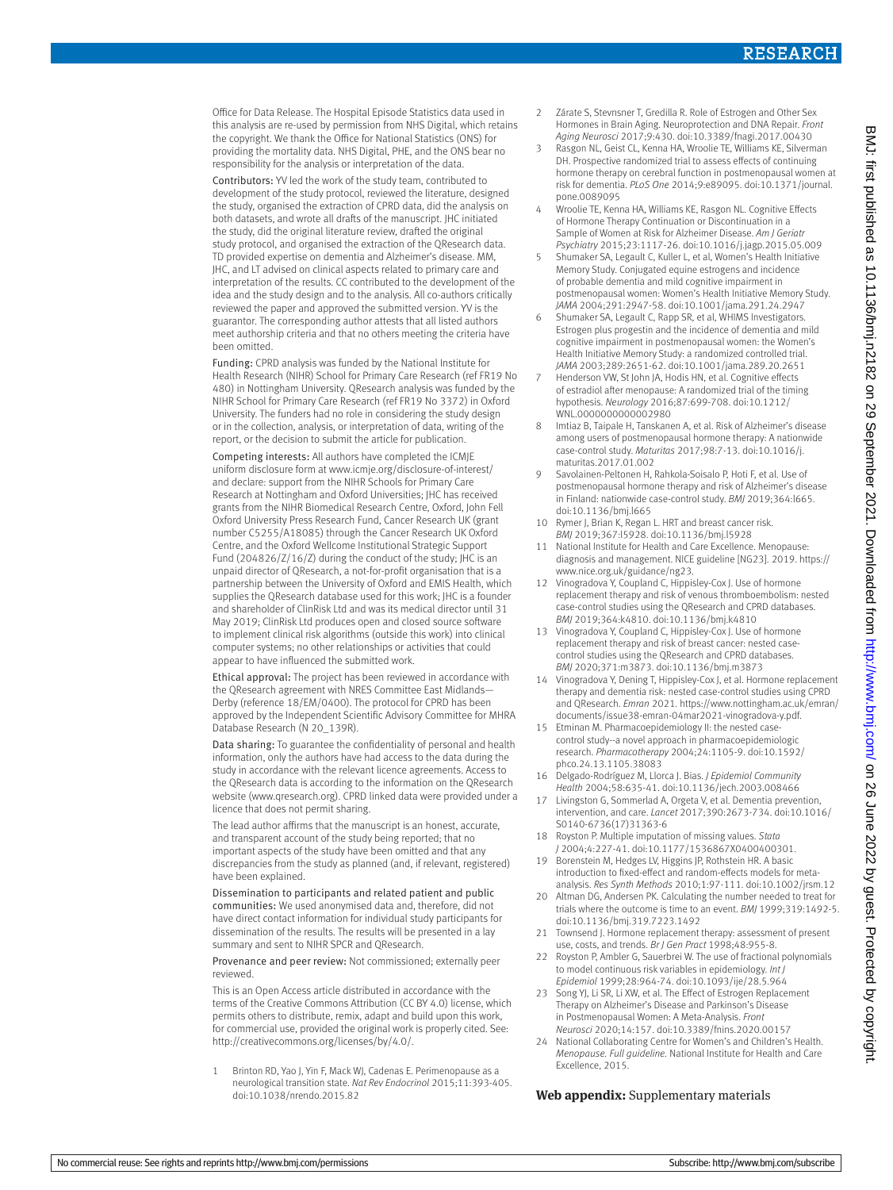Office for Data Release. The Hospital Episode Statistics data used in this analysis are re-used by permission from NHS Digital, which retains the copyright. We thank the Office for National Statistics (ONS) for providing the mortality data. NHS Digital, PHE, and the ONS bear no responsibility for the analysis or interpretation of the data.

**Contributors:** YV led the work of the study team, contributed to development of the study protocol, reviewed the literature, designed the study, organised the extraction of CPRD data, did the analysis on both datasets, and wrote all drafts of the manuscript. JHC initiated the study, did the original literature review, drafted the original study protocol, and organised the extraction of the QResearch data. TD provided expertise on dementia and Alzheimer's disease. MM, JHC, and LT advised on clinical aspects related to primary care and interpretation of the results. CC contributed to the development of the idea and the study design and to the analysis. All co-authors critically reviewed the paper and approved the submitted version. YV is the guarantor. The corresponding author attests that all listed authors meet authorship criteria and that no others meeting the criteria have been omitted.

**Funding:** CPRD analysis was funded by the National Institute for Health Research (NIHR) School for Primary Care Research (ref FR19 No 480) in Nottingham University. QResearch analysis was funded by the NIHR School for Primary Care Research (ref FR19 No 3372) in Oxford University. The funders had no role in considering the study design or in the collection, analysis, or interpretation of data, writing of the report, or the decision to submit the article for publication.

**Competing interests:** All authors have completed the ICMJE uniform disclosure form at www.icmje.org/disclosure-of-interest/ and declare: support from the NIHR Schools for Primary Care Research at Nottingham and Oxford Universities; JHC has received grants from the NIHR Biomedical Research Centre, Oxford, John Fell Oxford University Press Research Fund, Cancer Research UK (grant number C5255/A18085) through the Cancer Research UK Oxford Centre, and the Oxford Wellcome Institutional Strategic Support Fund (204826/Z/16/Z) during the conduct of the study; JHC is an unpaid director of QResearch, a not-for-profit organisation that is a partnership between the University of Oxford and EMIS Health, which supplies the QResearch database used for this work; JHC is a founder and shareholder of ClinRisk Ltd and was its medical director until 31 May 2019; ClinRisk Ltd produces open and closed source software to implement clinical risk algorithms (outside this work) into clinical computer systems; no other relationships or activities that could appear to have influenced the submitted work.

**Ethical approval:** The project has been reviewed in accordance with the QResearch agreement with NRES Committee East Midlands—Derby (reference 18/EM/0400). The protocol for CPRD has been approved by the Independent Scientific Advisory Committee for MHRA Database Research (N 20_139R).

**Data sharing:** To guarantee the confidentiality of personal and health information, only the authors have had access to the data during the study in accordance with the relevant licence agreements. Access to the QResearch data is according to the information on the QResearch website (www.qresearch.org). CPRD linked data were provided under a licence that does not permit sharing.

The lead author affirms that the manuscript is an honest, accurate, and transparent account of the study being reported; that no important aspects of the study have been omitted and that any discrepancies from the study as planned (and, if relevant, registered) have been explained.

**Dissemination to participants and related patient and public communities:** We used anonymised data and, therefore, did not have direct contact information for individual study participants for dissemination of the results. The results will be presented in a lay summary and sent to NIHR SPCR and QResearch.

**Provenance and peer review:** Not commissioned; externally peer reviewed.

This is an Open Access article distributed in accordance with the terms of the Creative Commons Attribution (CC BY 4.0) license, which permits others to distribute, remix, adapt and build upon this work, for commercial use, provided the original work is properly cited. See: http://creativecommons.org/licenses/by/4.0/.

1. Brinton RD, Yao J, Yin F, Mack WJ, Cadenas E. Perimenopause as a neurological transition state. *Nat Rev Endocrinol* 2015;11:393-405. doi:10.1038/nrendo.2015.82
2. Zárate S, Stevnsner T, Gredilla R. Role of Estrogen and Other Sex Hormones in Brain Aging. Neuroprotection and DNA Repair. *Front Aging Neurosci* 2017;9:430. doi:10.3389/fnagi.2017.00430
3. Rasgon NL, Geist CL, Kenna HA, Wroolie TE, Williams KE, Silverman DH. Prospective randomized trial to assess effects of continuing hormone therapy on cerebral function in postmenopausal women at risk for dementia. *PLoS One* 2014;9:e89095. doi:10.1371/journal.pone.0089095
4. Wroolie TE, Kenna HA, Williams KE, Rasgon NL. Cognitive Effects of Hormone Therapy Continuation or Discontinuation in a Sample of Women at Risk for Alzheimer Disease. *Am J Geriatr Psychiatry* 2015;23:1117-26. doi:10.1016/j.jagp.2015.05.009
5. Shumaker SA, Legault C, Kuller L, et al, Women's Health Initiative Memory Study. Conjugated equine estrogens and incidence of probable dementia and mild cognitive impairment in postmenopausal women: Women's Health Initiative Memory Study. *JAMA* 2004;291:2947-58. doi:10.1001/jama.291.24.2947
6. Shumaker SA, Legault C, Rapp SR, et al, WHIMS Investigators. Estrogen plus progestin and the incidence of dementia and mild cognitive impairment in postmenopausal women: the Women's Health Initiative Memory Study: a randomized controlled trial. *JAMA* 2003;289:2651-62. doi:10.1001/jama.289.20.2651
7. Henderson VW, St John JA, Hodis HN, et al. Cognitive effects of estradiol after menopause: A randomized trial of the timing hypothesis. *Neurology* 2016;87:699-708. doi:10.1212/WNL.0000000000002980
8. Imtiaz B, Taipale H, Tanskanen A, et al. Risk of Alzheimer's disease among users of postmenopausal hormone therapy: A nationwide case-control study. *Maturitas* 2017;98:7-13. doi:10.1016/j.maturitas.2017.01.002
9. Savolainen-Peltonen H, Rahkola-Soisalo P, Hoti F, et al. Use of postmenopausal hormone therapy and risk of Alzheimer's disease in Finland: nationwide case-control study. *BMJ* 2019;364:l665. doi:10.1136/bmj.l665
10. Rymer J, Brian K, Regan L. HRT and breast cancer risk. *BMJ* 2019;367:l5928. doi:10.1136/bmj.l5928
11. National Institute for Health and Care Excellence. Menopause: diagnosis and management. NICE guideline [NG23]. 2019. https://www.nice.org.uk/guidance/ng23.
12. Vinogradova Y, Coupland C, Hippisley-Cox J. Use of hormone replacement therapy and risk of venous thromboembolism: nested case-control studies using the QResearch and CPRD databases. *BMJ* 2019;364:k4810. doi:10.1136/bmj.k4810
13. Vinogradova Y, Coupland C, Hippisley-Cox J. Use of hormone replacement therapy and risk of breast cancer: nested case-control studies using the QResearch and CPRD databases. *BMJ* 2020;371:m3873. doi:10.1136/bmj.m3873
14. Vinogradova Y, Dening T, Hippisley-Cox J, et al. Hormone replacement therapy and dementia risk: nested case-control studies using CPRD and QResearch. *Emran* 2021. https://www.nottingham.ac.uk/emran/documents/issue38-emran-04mar2021-vinogradova-y.pdf.
15. Etminan M. Pharmacoepidemiology II: the nested case-control study--a novel approach in pharmacoepidemiologic research. *Pharmacotherapy* 2004;24:1105-9. doi:10.1592/phco.24.13.1105.38083
16. Delgado-Rodríguez M, Llorca J. Bias. *J Epidemiol Community Health* 2004;58:635-41. doi:10.1136/jech.2003.008466
17. Livingston G, Sommerlad A, Orgeta V, et al. Dementia prevention, intervention, and care. *Lancet* 2017;390:2673-734. doi:10.1016/S0140-6736(17)31363-6
18. Royston P. Multiple imputation of missing values. *Stata J* 2004;4:227-41. doi:10.1177/1536867X0400400301.
19. Borenstein M, Hedges LV, Higgins JP, Rothstein HR. A basic introduction to fixed-effect and random-effects models for meta-analysis. *Res Synth Methods* 2010;1:97-111. doi:10.1002/jrsm.12
20. Altman DG, Andersen PK. Calculating the number needed to treat for trials where the outcome is time to an event. *BMJ* 1999;319:1492-5. doi:10.1136/bmj.319.7223.1492
21. Townsend J. Hormone replacement therapy: assessment of present use, costs, and trends. *Br J Gen Pract* 1998;48:955-8.
22. Royston P, Ambler G, Sauerbrei W. The use of fractional polynomials to model continuous risk variables in epidemiology. *Int J Epidemiol* 1999;28:964-74. doi:10.1093/ije/28.5.964
23. Song YJ, Li SR, Li XW, et al. The Effect of Estrogen Replacement Therapy on Alzheimer's Disease and Parkinson's Disease in Postmenopausal Women: A Meta-Analysis. *Front Neurosci* 2020;14:157. doi:10.3389/fnins.2020.00157
24. National Collaborating Centre for Women's and Children's Health. *Menopause. Full guideline.* National Institute for Health and Care Excellence, 2015.

**Web appendix:** Supplementary materials